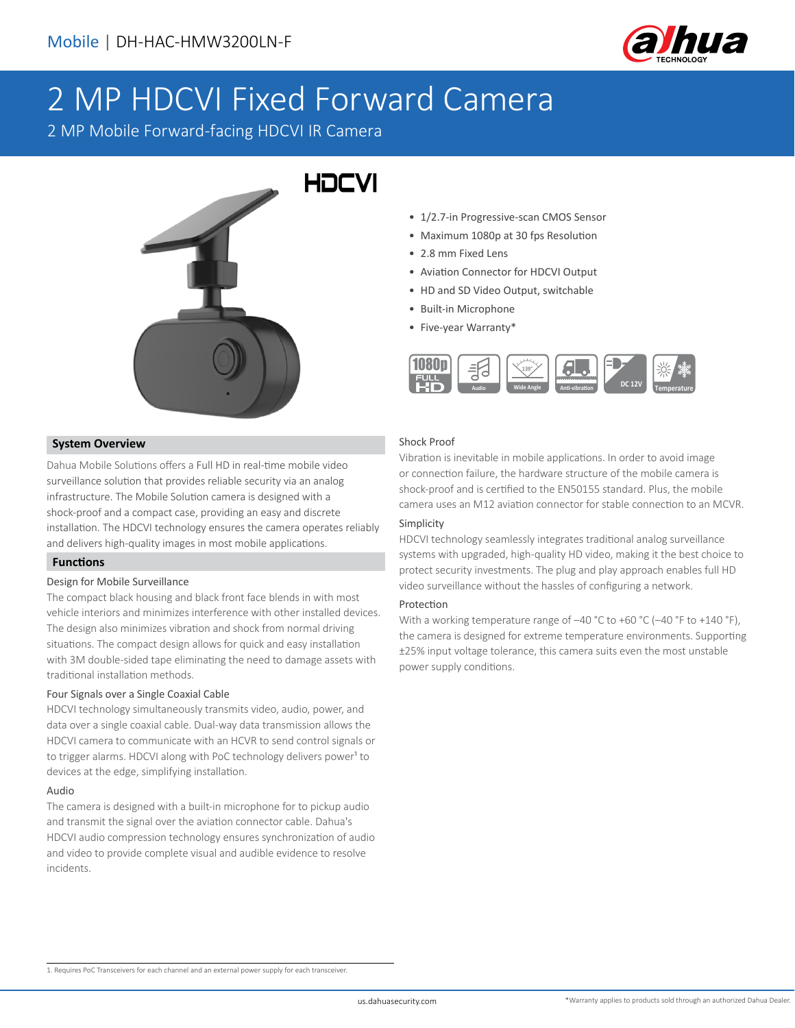Mobile | DH-HAC-HMW3200LN-F

# 2 MP HDCVI Fixed Forward Camera

2 MP Mobile Forward-facing HDCVI IR Camera

- 1/2.7-in Progressive-scan CMOS Sensor
- Maximum 1080p at 30 fps Resolution
- 2.8 mm Fixed Lens
- Aviation Connector for HDCVI Output
- HD and SD Video Output, switchable
- Built-in Microphone
- Five-year Warranty*

## System Overview

Dahua Mobile Solutions offers a Full HD in real-time mobile video surveillance solution that provides reliable security via an analog infrastructure. The Mobile Solution camera is designed with a shock-proof and a compact case, providing an easy and discrete installation. The HDCVI technology ensures the camera operates reliably and delivers high-quality images in most mobile applications.

## Functions

### Design for Mobile Surveillance

The compact black housing and black front face blends in with most vehicle interiors and minimizes interference with other installed devices. The design also minimizes vibration and shock from normal driving situations. The compact design allows for quick and easy installation with 3M double-sided tape eliminating the need to damage assets with traditional installation methods.

### Four Signals over a Single Coaxial Cable

HDCVI technology simultaneously transmits video, audio, power, and data over a single coaxial cable. Dual-way data transmission allows the HDCVI camera to communicate with an HCVR to send control signals or to trigger alarms. HDCVI along with PoC technology delivers power[1] to devices at the edge, simplifying installation.

### Audio

The camera is designed with a built-in microphone for to pickup audio and transmit the signal over the aviation connector cable. Dahua's HDCVI audio compression technology ensures synchronization of audio and video to provide complete visual and audible evidence to resolve incidents.

### Shock Proof

Vibration is inevitable in mobile applications. In order to avoid image or connection failure, the hardware structure of the mobile camera is shock-proof and is certified to the EN50155 standard. Plus, the mobile camera uses an M12 aviation connector for stable connection to an MCVR.

### Simplicity

HDCVI technology seamlessly integrates traditional analog surveillance systems with upgraded, high-quality HD video, making it the best choice to protect security investments. The plug and play approach enables full HD video surveillance without the hassles of configuring a network.

### Protection

With a working temperature range of –40 °C to +60 °C (–40 °F to +140 °F), the camera is designed for extreme temperature environments. Supporting ±25% input voltage tolerance, this camera suits even the most unstable power supply conditions.

1. Requires PoC Transceivers for each channel and an external power supply for each transceiver.

*Warranty applies to products sold through an authorized Dahua Dealer.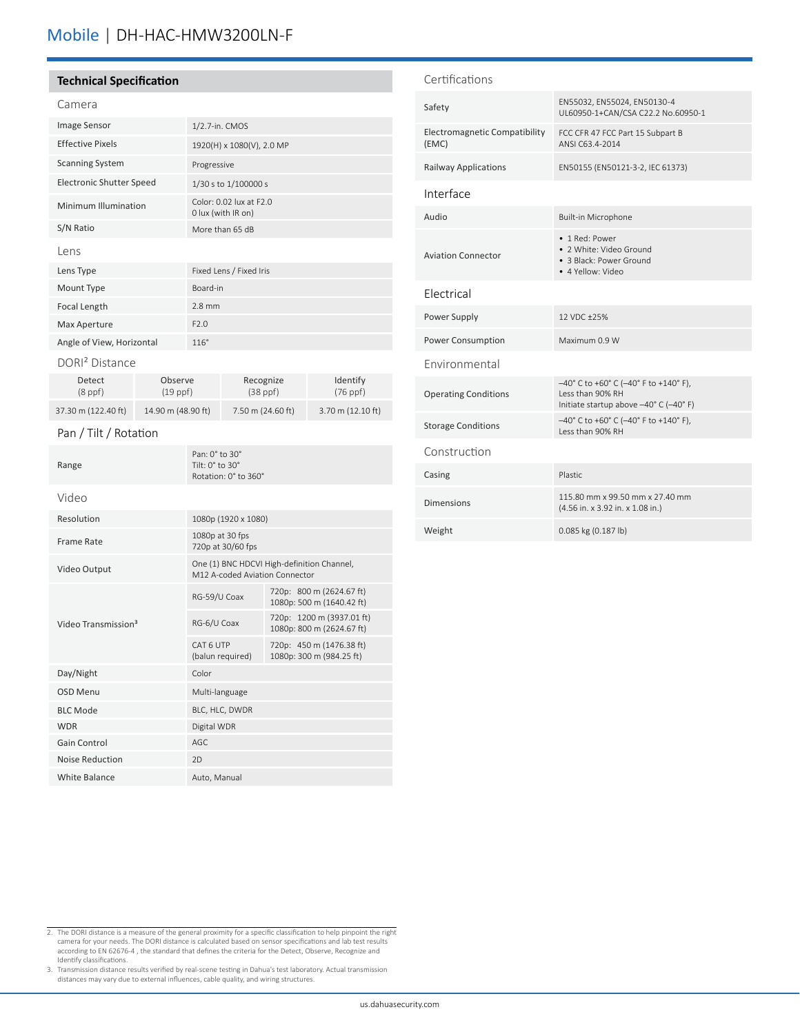# Mobile | DH-HAC-HMW3200LN-F

## Technical Specification

### Camera

| | |
|---|---|
| Image Sensor | 1/2.7-in. CMOS |
| Effective Pixels | 1920(H) x 1080(V), 2.0 MP |
| Scanning System | Progressive |
| Electronic Shutter Speed | 1/30 s to 1/100000 s |
| Minimum Illumination | Color: 0.02 lux at F2.0<br>0 lux (with IR on) |
| S/N Ratio | More than 65 dB |

### Lens

| | |
|---|---|
| Lens Type | Fixed Lens / Fixed Iris |
| Mount Type | Board-in |
| Focal Length | 2.8 mm |
| Max Aperture | F2.0 |
| Angle of View, Horizontal | 116° |

### DORI[2] Distance

| Detect (8 ppf) | Observe (19 ppf) | Recognize (38 ppf) | Identify (76 ppf) |
|---|---|---|---|
| 37.30 m (122.40 ft) | 14.90 m (48.90 ft) | 7.50 m (24.60 ft) | 3.70 m (12.10 ft) |

### Pan / Tilt / Rotation

| | |
|---|---|
| Range | Pan: 0° to 30°<br>Tilt: 0° to 30°<br>Rotation: 0° to 360° |

### Video

| | | |
|---|---|---|
| Resolution | 1080p (1920 x 1080) | |
| Frame Rate | 1080p at 30 fps<br>720p at 30/60 fps | |
| Video Output | One (1) BNC HDCVI High-definition Channel,<br>M12 A-coded Aviation Connector | |
| Video Transmission[3] | RG-59/U Coax | 720p: 800 m (2624.67 ft)<br>1080p: 500 m (1640.42 ft) |
| | RG-6/U Coax | 720p: 1200 m (3937.01 ft)<br>1080p: 800 m (2624.67 ft) |
| | CAT 6 UTP<br>(balun required) | 720p: 450 m (1476.38 ft)<br>1080p: 300 m (984.25 ft) |
| Day/Night | Color | |
| OSD Menu | Multi-language | |
| BLC Mode | BLC, HLC, DWDR | |
| WDR | Digital WDR | |
| Gain Control | AGC | |
| Noise Reduction | 2D | |
| White Balance | Auto, Manual | |

### Certifications

| | |
|---|---|
| Safety | EN55032, EN55024, EN50130-4<br>UL60950-1+CAN/CSA C22.2 No.60950-1 |
| Electromagnetic Compatibility (EMC) | FCC CFR 47 FCC Part 15 Subpart B<br>ANSI C63.4-2014 |
| Railway Applications | EN50155 (EN50121-3-2, IEC 61373) |

### Interface

| | |
|---|---|
| Audio | Built-in Microphone |
| Aviation Connector | • 1 Red: Power<br>• 2 White: Video Ground<br>• 3 Black: Power Ground<br>• 4 Yellow: Video |

### Electrical

| | |
|---|---|
| Power Supply | 12 VDC ±25% |
| Power Consumption | Maximum 0.9 W |

### Environmental

| | |
|---|---|
| Operating Conditions | –40° C to +60° C (–40° F to +140° F),<br>Less than 90% RH<br>Initiate startup above –40° C (–40° F) |
| Storage Conditions | –40° C to +60° C (–40° F to +140° F),<br>Less than 90% RH |

### Construction

| | |
|---|---|
| Casing | Plastic |
| Dimensions | 115.80 mm x 99.50 mm x 27.40 mm<br>(4.56 in. x 3.92 in. x 1.08 in.) |
| Weight | 0.085 kg (0.187 lb) |

2. The DORI distance is a measure of the general proximity for a specific classification to help pinpoint the right camera for your needs. The DORI distance is calculated based on sensor specifications and lab test results according to EN 62676-4 , the standard that defines the criteria for the Detect, Observe, Recognize and Identify classifications.
3. Transmission distance results verified by real-scene testing in Dahua's test laboratory. Actual transmission distances may vary due to external influences, cable quality, and wiring structures.

us.dahuasecurity.com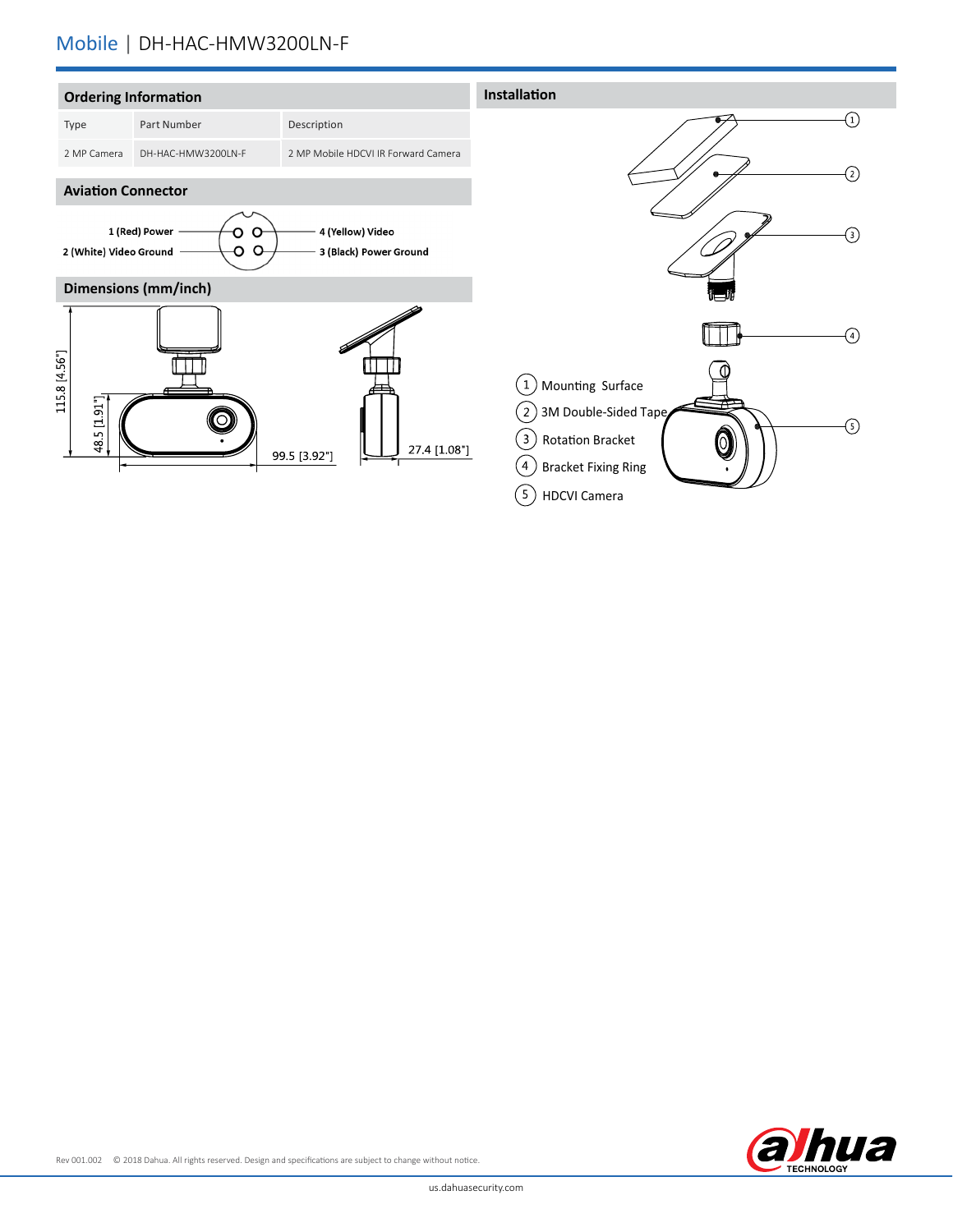## Ordering Information

| Type | Part Number | Description |
| --- | --- | --- |
| 2 MP Camera | DH-HAC-HMW3200LN-F | 2 MP Mobile HDCVI IR Forward Camera |

## Aviation Connector

1 (Red) Power
2 (White) Video Ground
4 (Yellow) Video
3 (Black) Power Ground

## Dimensions (mm/inch)

115.8 [4.56"]
48.5 [1.91"]
99.5 [3.92"]
27.4 [1.08"]

## Installation

1. Mounting Surface
2. 3M Double-Sided Tape
3. Rotation Bracket
4. Bracket Fixing Ring
5. HDCVI Camera

Rev 001.002 © 2018 Dahua. All rights reserved. Design and specifications are subject to change without notice.

us.dahuasecurity.com